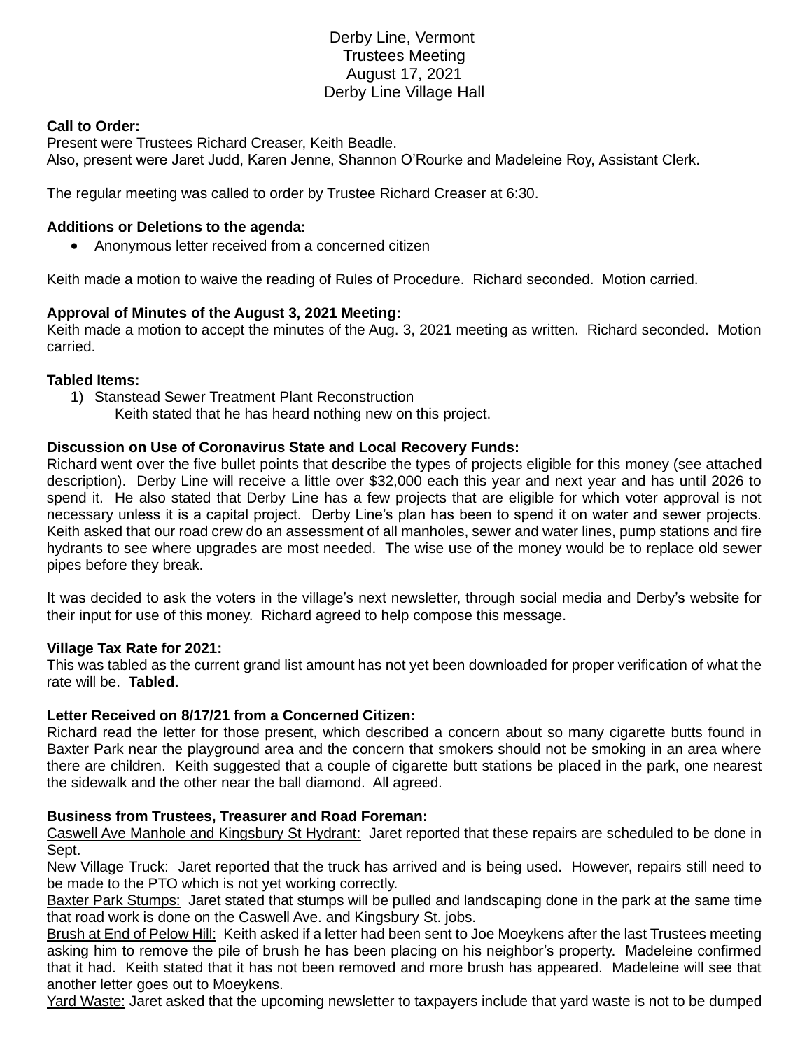# Derby Line, Vermont
## Trustees Meeting
## August 17, 2021
## Derby Line Village Hall

**Call to Order:**
Present were Trustees Richard Creaser, Keith Beadle.
Also, present were Jaret Judd, Karen Jenne, Shannon O'Rourke and Madeleine Roy, Assistant Clerk.

The regular meeting was called to order by Trustee Richard Creaser at 6:30.

**Additions or Deletions to the agenda:**

- Anonymous letter received from a concerned citizen

Keith made a motion to waive the reading of Rules of Procedure. Richard seconded. Motion carried.

**Approval of Minutes of the August 3, 2021 Meeting:**
Keith made a motion to accept the minutes of the Aug. 3, 2021 meeting as written. Richard seconded. Motion carried.

**Tabled Items:**

1) Stanstead Sewer Treatment Plant Reconstruction
   Keith stated that he has heard nothing new on this project.

**Discussion on Use of Coronavirus State and Local Recovery Funds:**
Richard went over the five bullet points that describe the types of projects eligible for this money (see attached description). Derby Line will receive a little over $32,000 each this year and next year and has until 2026 to spend it. He also stated that Derby Line has a few projects that are eligible for which voter approval is not necessary unless it is a capital project. Derby Line's plan has been to spend it on water and sewer projects. Keith asked that our road crew do an assessment of all manholes, sewer and water lines, pump stations and fire hydrants to see where upgrades are most needed. The wise use of the money would be to replace old sewer pipes before they break.

It was decided to ask the voters in the village's next newsletter, through social media and Derby's website for their input for use of this money. Richard agreed to help compose this message.

**Village Tax Rate for 2021:**
This was tabled as the current grand list amount has not yet been downloaded for proper verification of what the rate will be. **Tabled.**

**Letter Received on 8/17/21 from a Concerned Citizen:**
Richard read the letter for those present, which described a concern about so many cigarette butts found in Baxter Park near the playground area and the concern that smokers should not be smoking in an area where there are children. Keith suggested that a couple of cigarette butt stations be placed in the park, one nearest the sidewalk and the other near the ball diamond. All agreed.

**Business from Trustees, Treasurer and Road Foreman:**
Caswell Ave Manhole and Kingsbury St Hydrant: Jaret reported that these repairs are scheduled to be done in Sept.
New Village Truck: Jaret reported that the truck has arrived and is being used. However, repairs still need to be made to the PTO which is not yet working correctly.
Baxter Park Stumps: Jaret stated that stumps will be pulled and landscaping done in the park at the same time that road work is done on the Caswell Ave. and Kingsbury St. jobs.
Brush at End of Pelow Hill: Keith asked if a letter had been sent to Joe Moeykens after the last Trustees meeting asking him to remove the pile of brush he has been placing on his neighbor's property. Madeleine confirmed that it had. Keith stated that it has not been removed and more brush has appeared. Madeleine will see that another letter goes out to Moeykens.
Yard Waste: Jaret asked that the upcoming newsletter to taxpayers include that yard waste is not to be dumped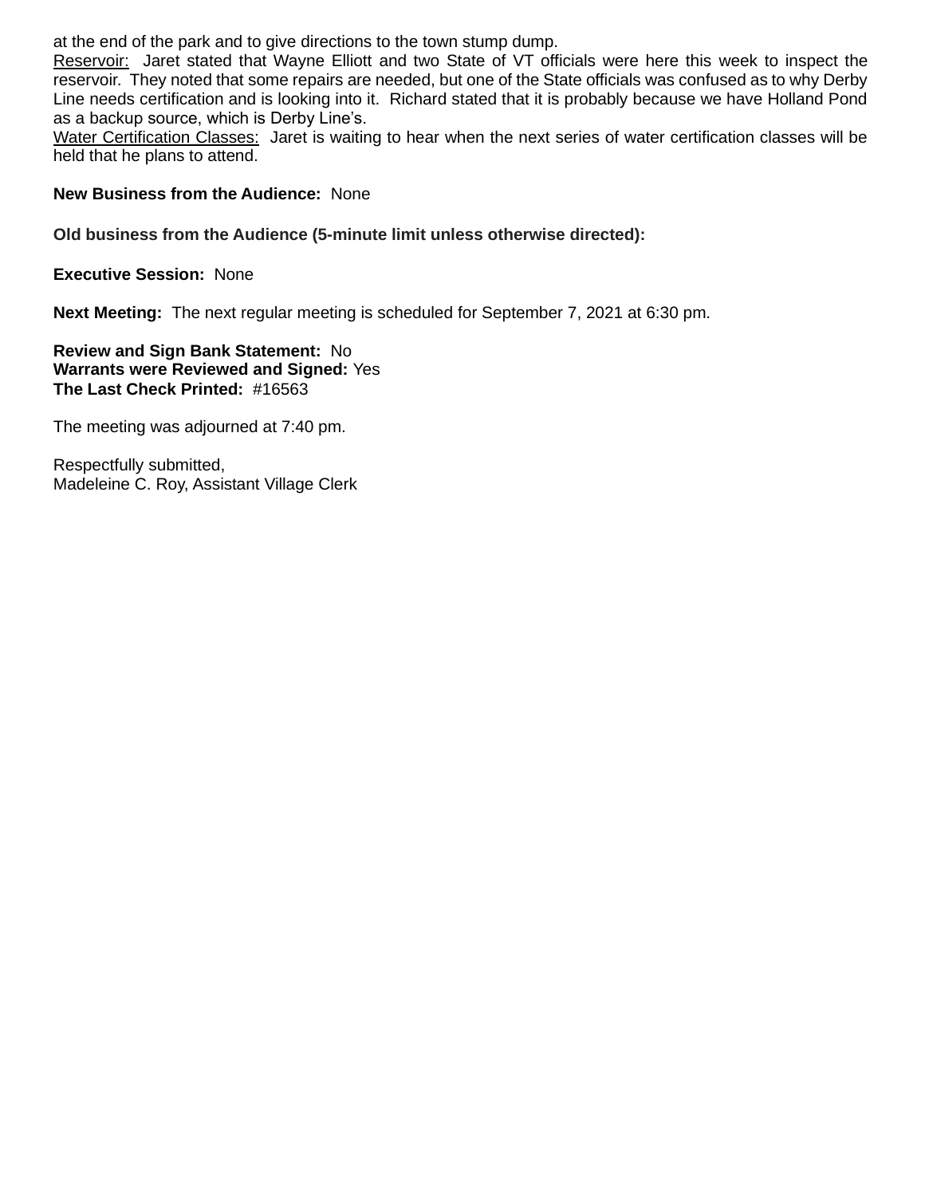at the end of the park and to give directions to the town stump dump.

Reservoir: Jaret stated that Wayne Elliott and two State of VT officials were here this week to inspect the reservoir. They noted that some repairs are needed, but one of the State officials was confused as to why Derby Line needs certification and is looking into it. Richard stated that it is probably because we have Holland Pond as a backup source, which is Derby Line's.

Water Certification Classes: Jaret is waiting to hear when the next series of water certification classes will be held that he plans to attend.

**New Business from the Audience:** None

**Old business from the Audience (5-minute limit unless otherwise directed):**

**Executive Session:** None

**Next Meeting:** The next regular meeting is scheduled for September 7, 2021 at 6:30 pm.

**Review and Sign Bank Statement:** No
**Warrants were Reviewed and Signed:** Yes
**The Last Check Printed:** #16563

The meeting was adjourned at 7:40 pm.

Respectfully submitted,
Madeleine C. Roy, Assistant Village Clerk